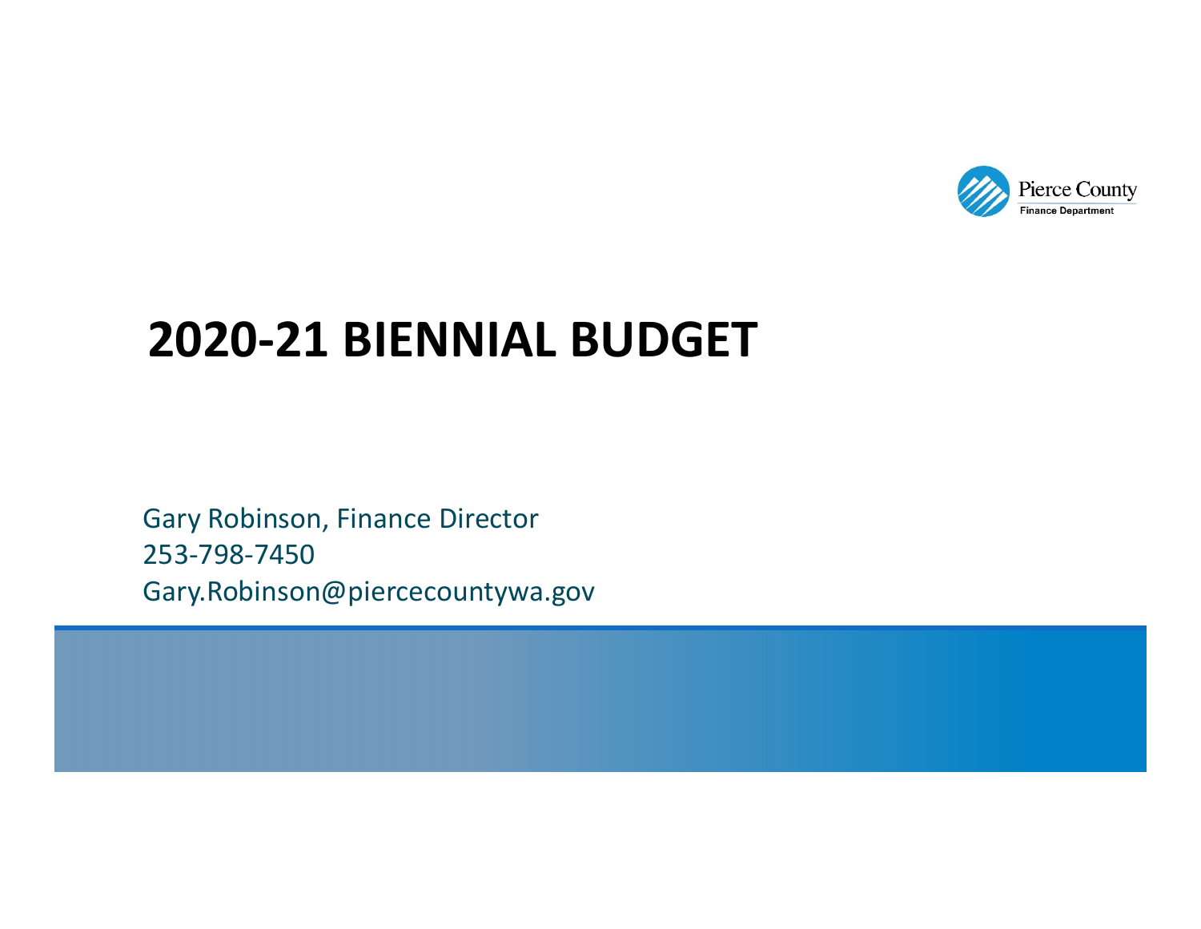Pierce County
Finance Department

# 2020-21 BIENNIAL BUDGET

Gary Robinson, Finance Director
253-798-7450
Gary.Robinson@piercecountywa.gov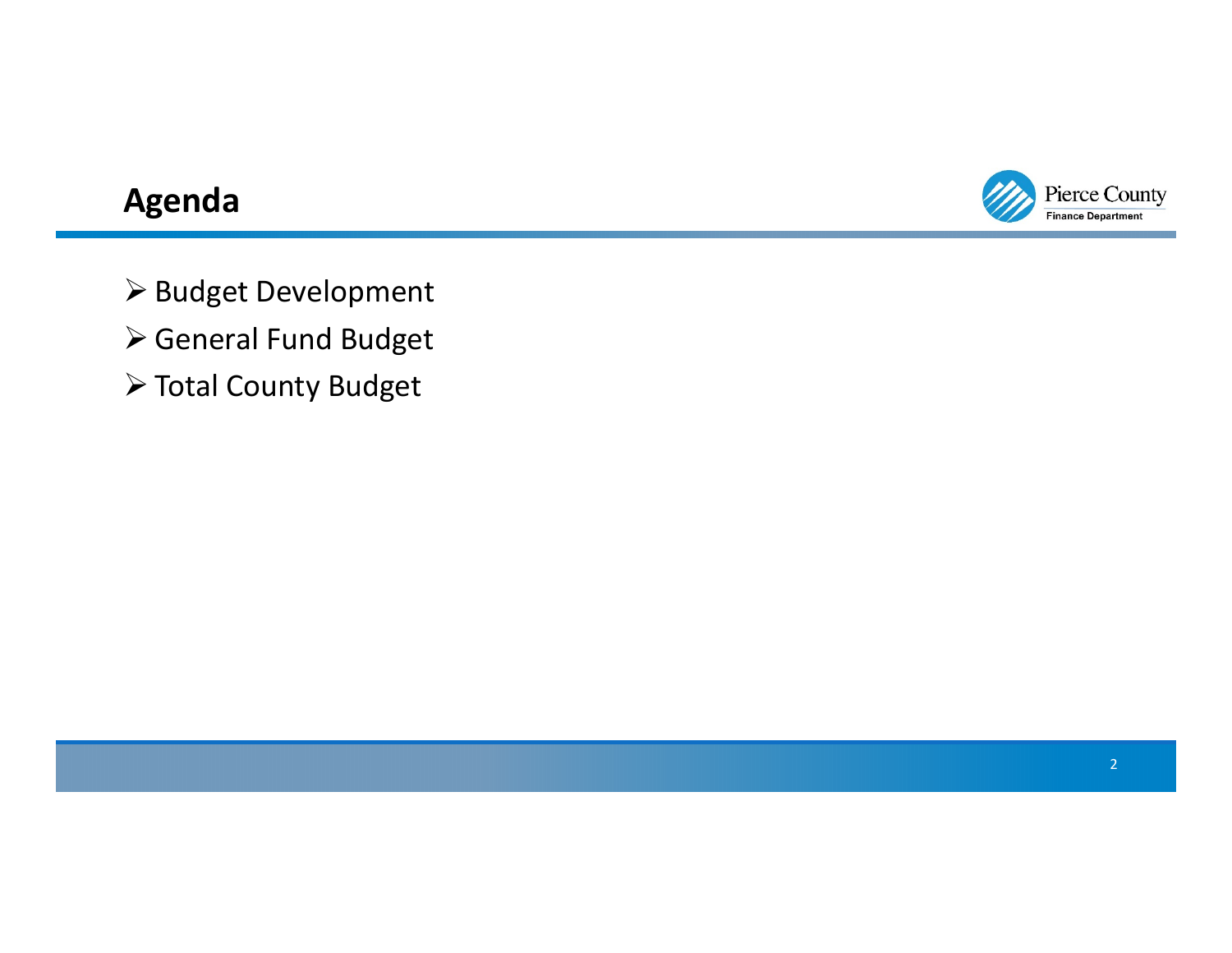## Agenda

- Budget Development
- General Fund Budget
- Total County Budget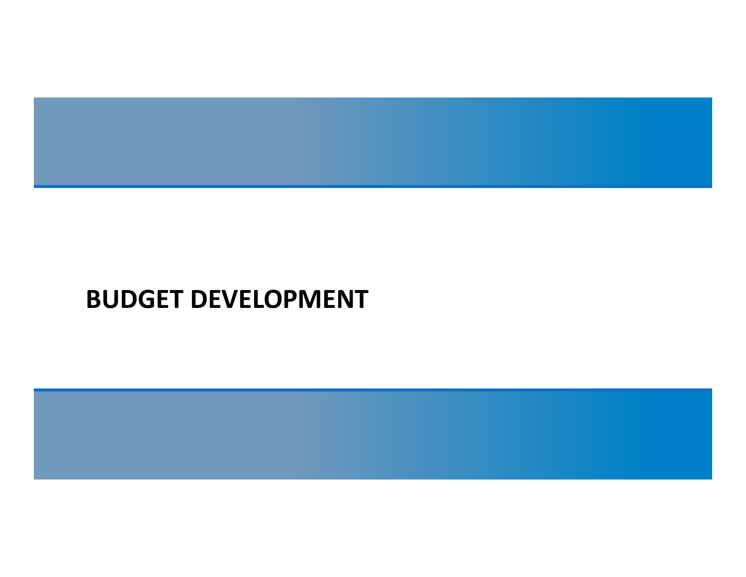# BUDGET DEVELOPMENT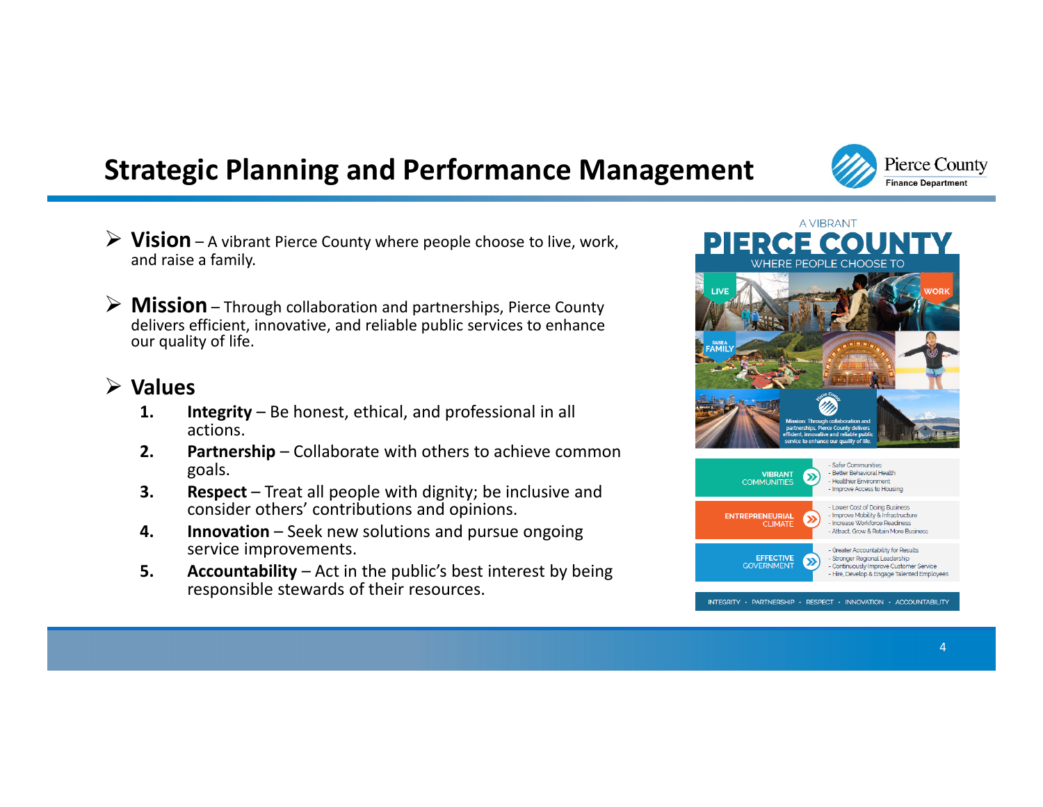# Strategic Planning and Performance Management

- **Vision** – A vibrant Pierce County where people choose to live, work, and raise a family.

- **Mission** – Through collaboration and partnerships, Pierce County delivers efficient, innovative, and reliable public services to enhance our quality of life.

- **Values**
  1. **Integrity** – Be honest, ethical, and professional in all actions.
  2. **Partnership** – Collaborate with others to achieve common goals.
  3. **Respect** – Treat all people with dignity; be inclusive and consider others' contributions and opinions.
  4. **Innovation** – Seek new solutions and pursue ongoing service improvements.
  5. **Accountability** – Act in the public's best interest by being responsible stewards of their resources.

A VIBRANT **PIERCE COUNTY** WHERE PEOPLE CHOOSE TO

LIVE · WORK · RAISE A FAMILY

Mission: Through collaboration and partnerships, Pierce County delivers efficient, innovative and reliable public service to enhance our quality of life.

| | |
|---|---|
| VIBRANT COMMUNITIES | - Safer Communities<br>- Better Behavioral Health<br>- Healthier Environment<br>- Improve Access to Housing |
| ENTREPRENEURIAL CLIMATE | - Lower Cost of Doing Business<br>- Improve Mobility & Infrastructure<br>- Increase Workforce Readiness<br>- Attract, Grow & Retain More Business |
| EFFECTIVE GOVERNMENT | - Greater Accountability for Results<br>- Stronger Regional Leadership<br>- Continuously Improve Customer Service<br>- Hire, Develop & Engage Talented Employees |

INTEGRITY · PARTNERSHIP · RESPECT · INNOVATION · ACCOUNTABILITY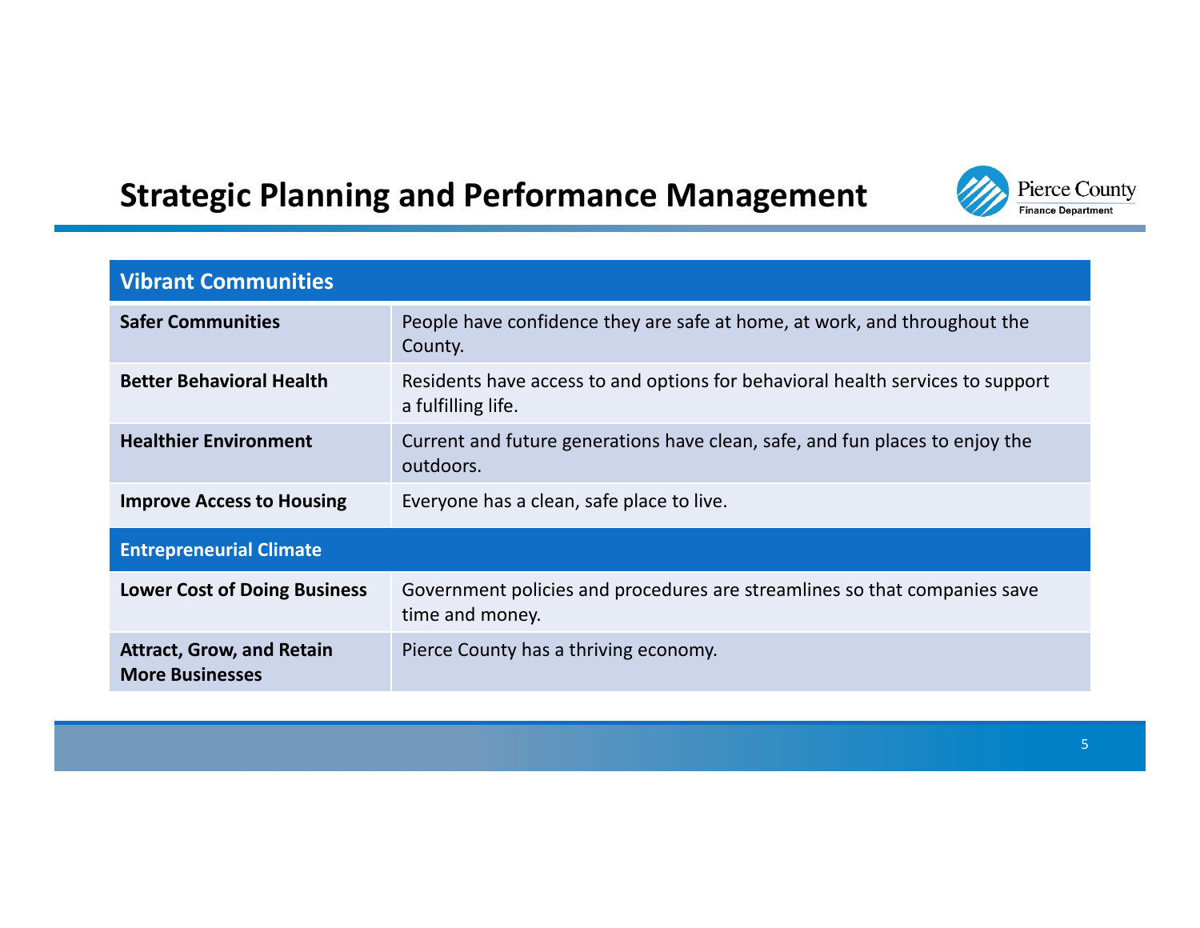# Strategic Planning and Performance Management

| Vibrant Communities | |
|---|---|
| **Safer Communities** | People have confidence they are safe at home, at work, and throughout the County. |
| **Better Behavioral Health** | Residents have access to and options for behavioral health services to support a fulfilling life. |
| **Healthier Environment** | Current and future generations have clean, safe, and fun places to enjoy the outdoors. |
| **Improve Access to Housing** | Everyone has a clean, safe place to live. |
| **Entrepreneurial Climate** | |
| **Lower Cost of Doing Business** | Government policies and procedures are streamlines so that companies save time and money. |
| **Attract, Grow, and Retain More Businesses** | Pierce County has a thriving economy. |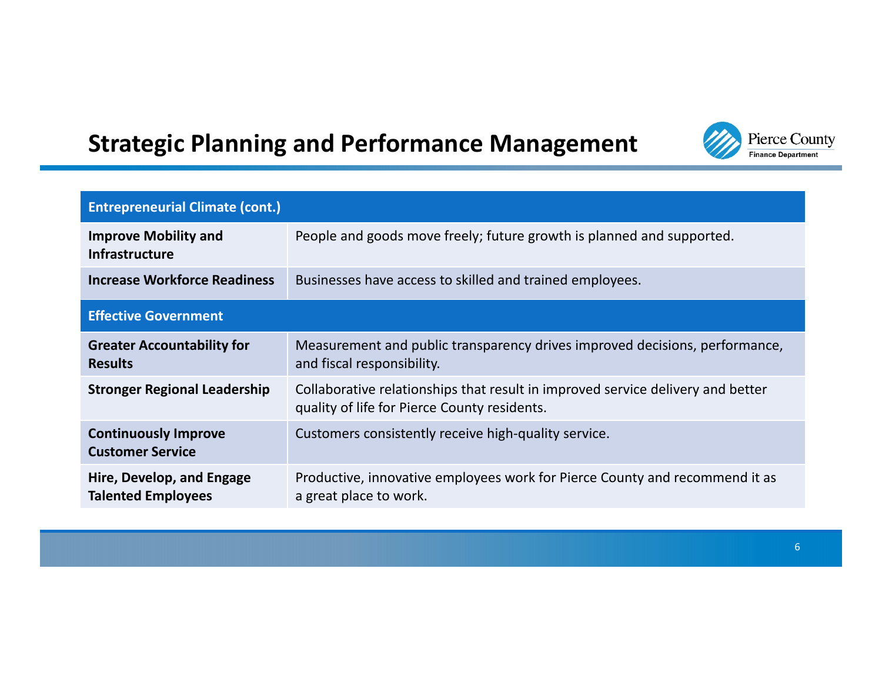# Strategic Planning and Performance Management

| Entrepreneurial Climate (cont.) | |
|---|---|
| **Improve Mobility and Infrastructure** | People and goods move freely; future growth is planned and supported. |
| **Increase Workforce Readiness** | Businesses have access to skilled and trained employees. |
| **Effective Government** | |
| **Greater Accountability for Results** | Measurement and public transparency drives improved decisions, performance, and fiscal responsibility. |
| **Stronger Regional Leadership** | Collaborative relationships that result in improved service delivery and better quality of life for Pierce County residents. |
| **Continuously Improve Customer Service** | Customers consistently receive high-quality service. |
| **Hire, Develop, and Engage Talented Employees** | Productive, innovative employees work for Pierce County and recommend it as a great place to work. |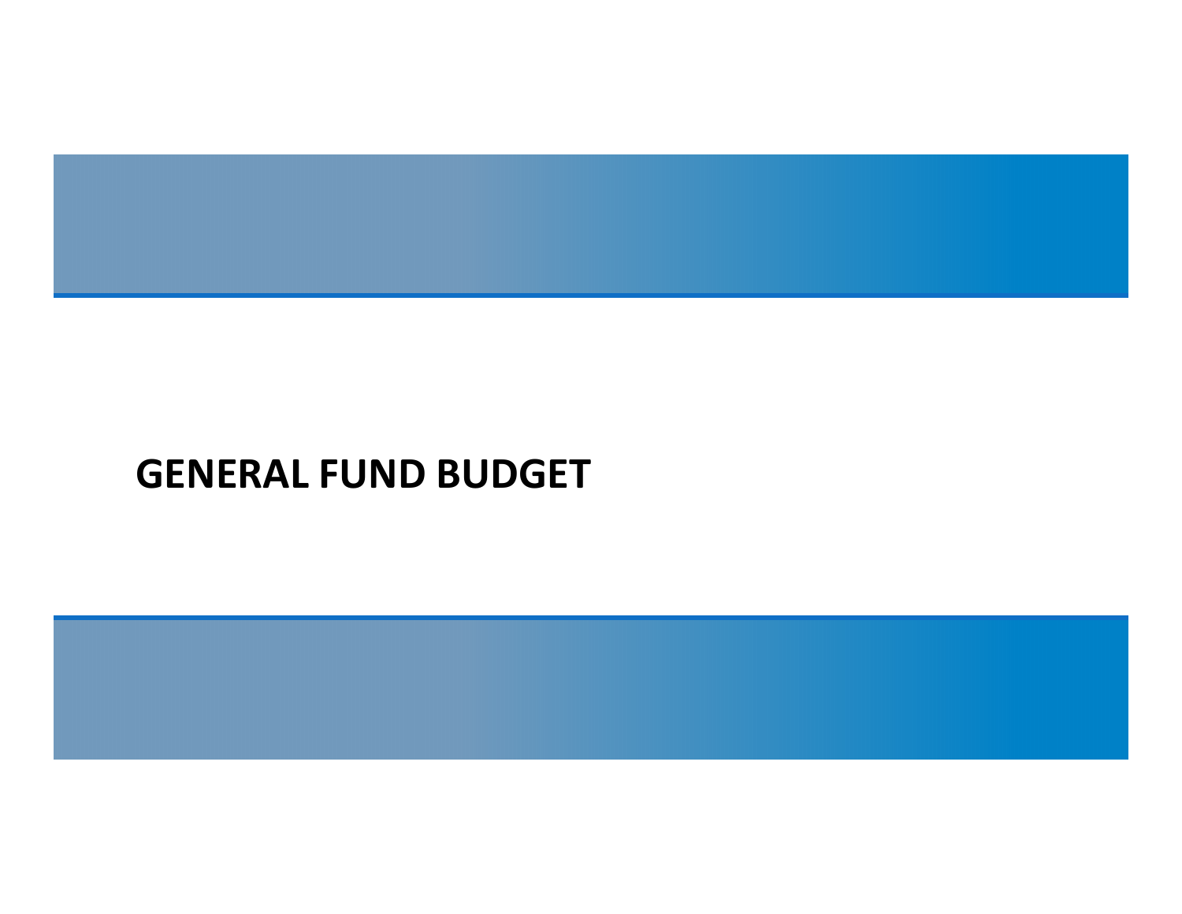# GENERAL FUND BUDGET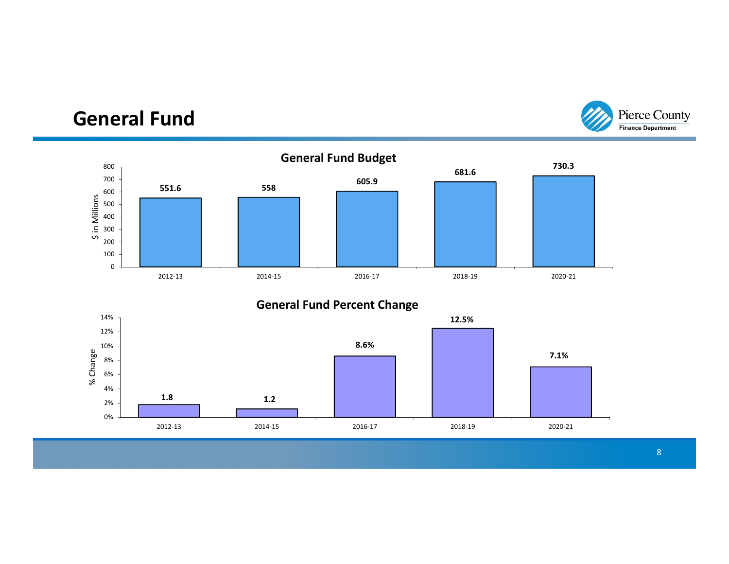# General Fund

## General Fund Budget

| Fiscal Year | $ in Millions |
|---|---|
| 2012-13 | 551.6 |
| 2014-15 | 558 |
| 2016-17 | 605.9 |
| 2018-19 | 681.6 |
| 2020-21 | 730.3 |

## General Fund Percent Change

| Fiscal Year | % Change |
|---|---|
| 2012-13 | 1.8 |
| 2014-15 | 1.2 |
| 2016-17 | 8.6% |
| 2018-19 | 12.5% |
| 2020-21 | 7.1% |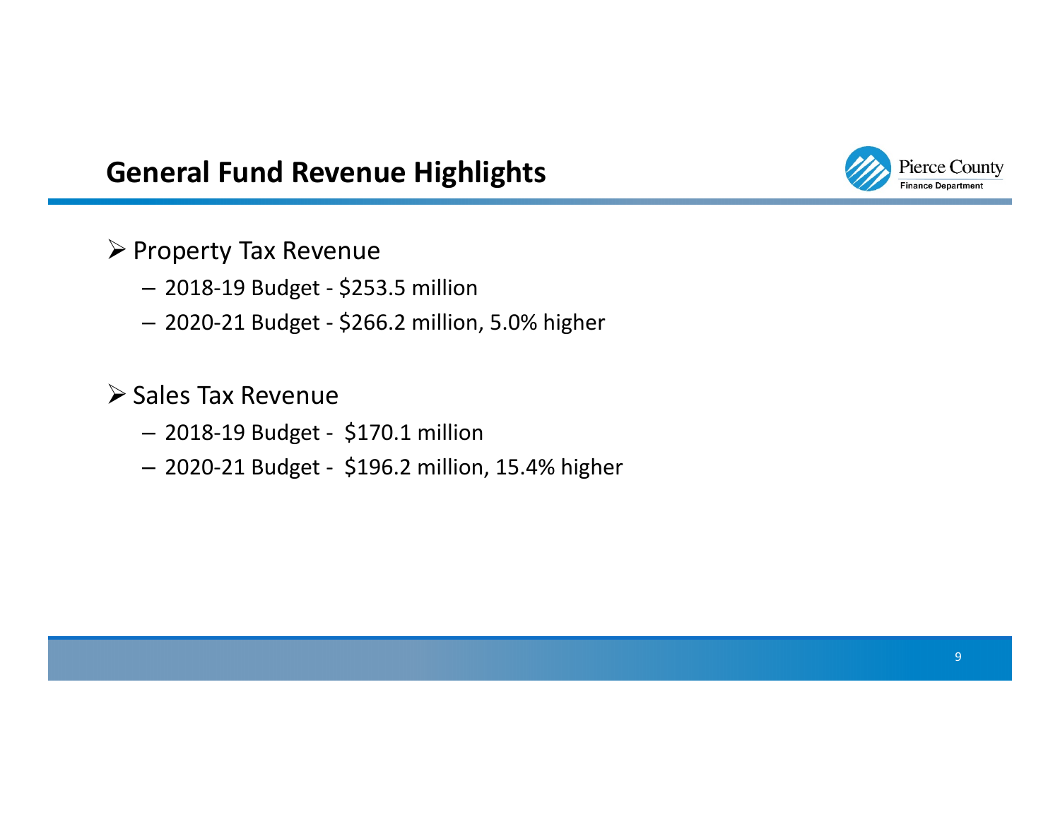## General Fund Revenue Highlights

- Property Tax Revenue
  - 2018-19 Budget - $253.5 million
  - 2020-21 Budget - $266.2 million, 5.0% higher

- Sales Tax Revenue
  - 2018-19 Budget - $170.1 million
  - 2020-21 Budget - $196.2 million, 15.4% higher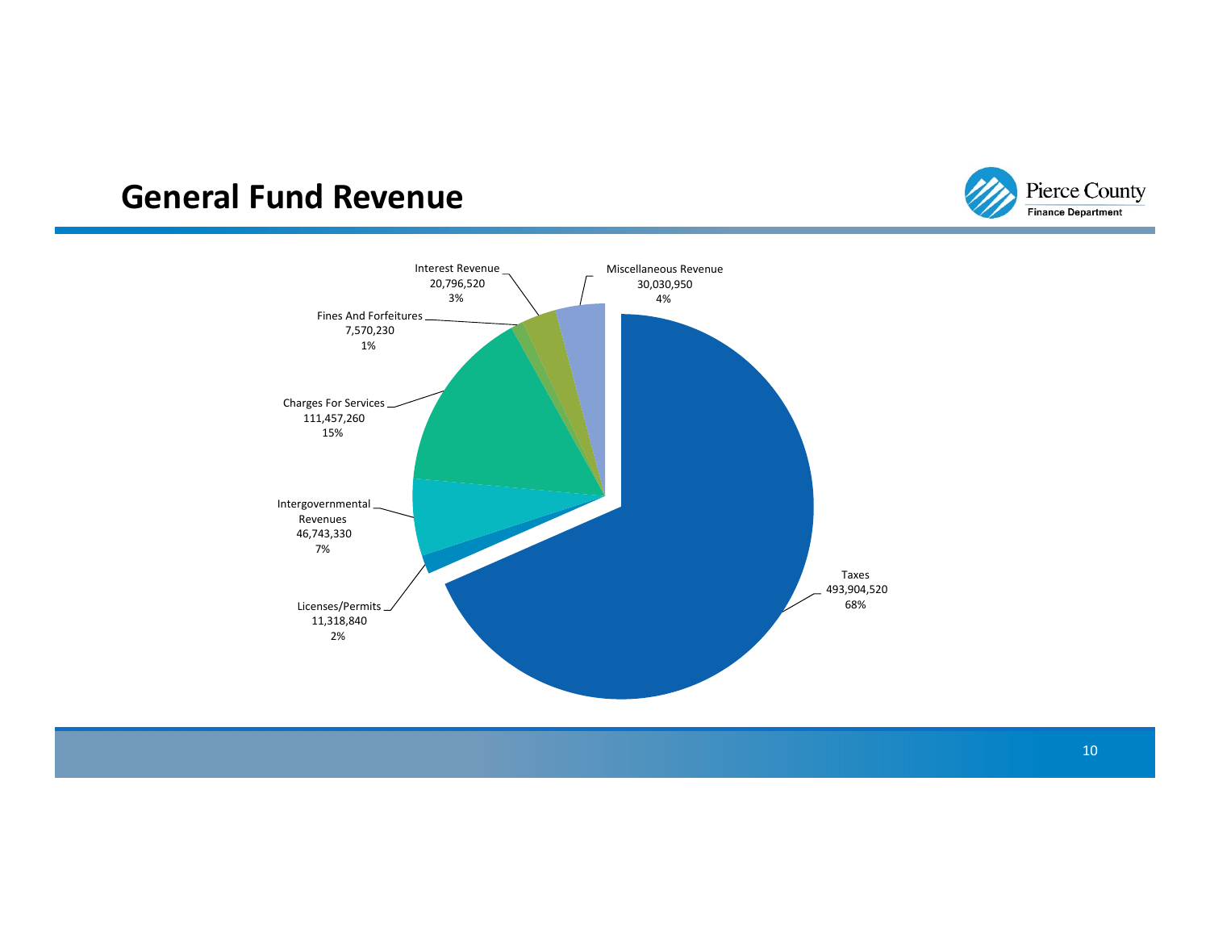## General Fund Revenue

| Category | Amount | Percent |
| --- | --- | --- |
| Taxes | 493,904,520 | 68% |
| Licenses/Permits | 11,318,840 | 2% |
| Intergovernmental Revenues | 46,743,330 | 7% |
| Charges For Services | 111,457,260 | 15% |
| Fines And Forfeitures | 7,570,230 | 1% |
| Interest Revenue | 20,796,520 | 3% |
| Miscellaneous Revenue | 30,030,950 | 4% |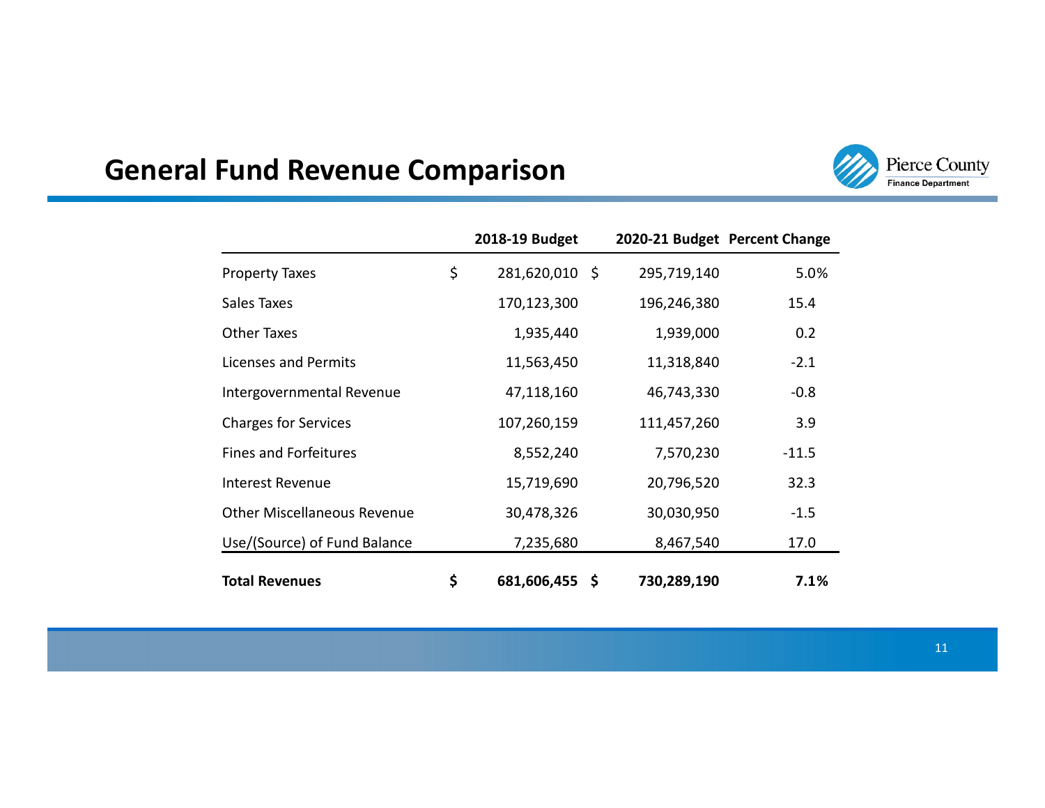## General Fund Revenue Comparison

| | 2018-19 Budget | 2020-21 Budget | Percent Change |
|---|---|---|---|
| Property Taxes | $ 281,620,010 | $ 295,719,140 | 5.0% |
| Sales Taxes | 170,123,300 | 196,246,380 | 15.4 |
| Other Taxes | 1,935,440 | 1,939,000 | 0.2 |
| Licenses and Permits | 11,563,450 | 11,318,840 | -2.1 |
| Intergovernmental Revenue | 47,118,160 | 46,743,330 | -0.8 |
| Charges for Services | 107,260,159 | 111,457,260 | 3.9 |
| Fines and Forfeitures | 8,552,240 | 7,570,230 | -11.5 |
| Interest Revenue | 15,719,690 | 20,796,520 | 32.3 |
| Other Miscellaneous Revenue | 30,478,326 | 30,030,950 | -1.5 |
| Use/(Source) of Fund Balance | 7,235,680 | 8,467,540 | 17.0 |
| **Total Revenues** | **$ 681,606,455** | **$ 730,289,190** | **7.1%** |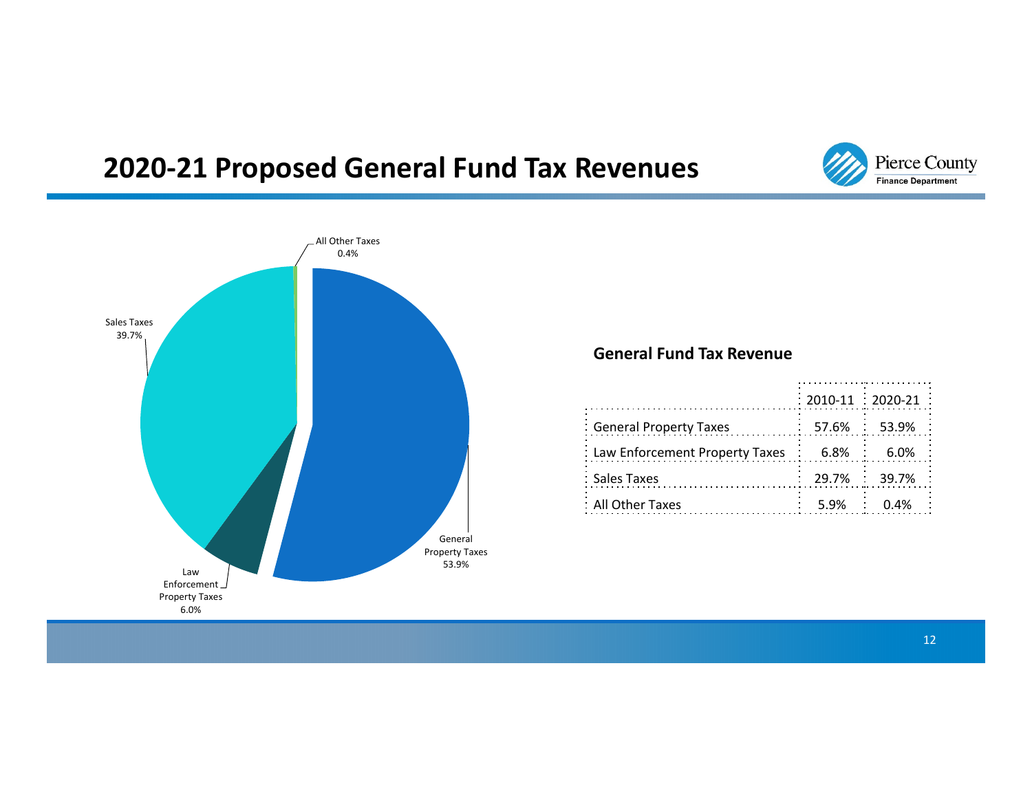# 2020-21 Proposed General Fund Tax Revenues

Pierce County
Finance Department

All Other Taxes 0.4%

Sales Taxes 39.7%

Law Enforcement Property Taxes 6.0%

General Property Taxes 53.9%

**General Fund Tax Revenue**

| | 2010-11 | 2020-21 |
|---|---|---|
| General Property Taxes | 57.6% | 53.9% |
| Law Enforcement Property Taxes | 6.8% | 6.0% |
| Sales Taxes | 29.7% | 39.7% |
| All Other Taxes | 5.9% | 0.4% |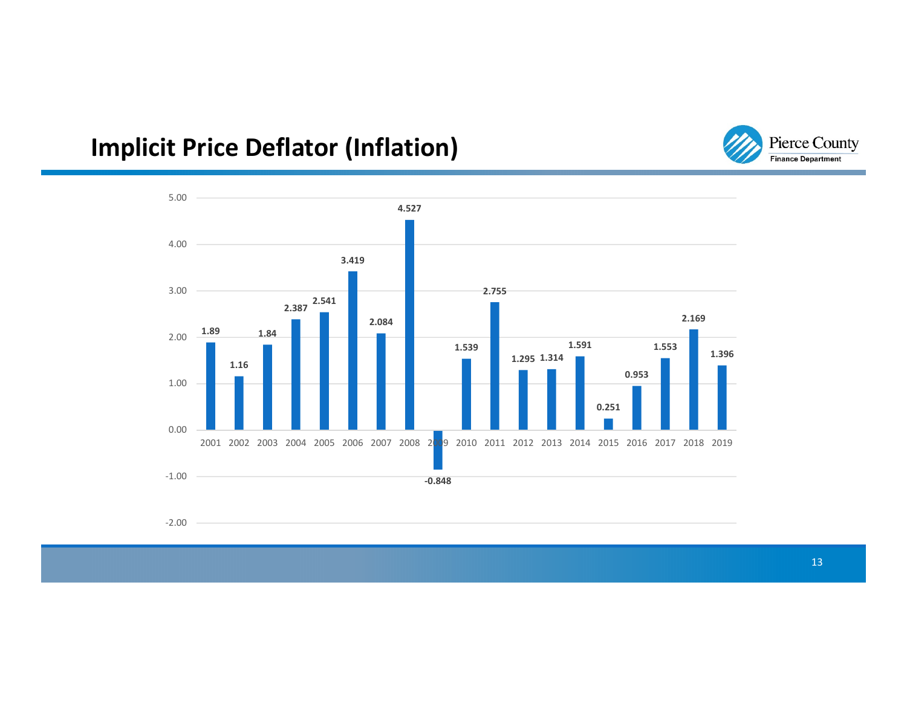## Implicit Price Deflator (Inflation)

| Year | Value |
|---|---|
| 2001 | 1.89 |
| 2002 | 1.16 |
| 2003 | 1.84 |
| 2004 | 2.387 |
| 2005 | 2.541 |
| 2006 | 3.419 |
| 2007 | 2.084 |
| 2008 | 4.527 |
| 2009 | -0.848 |
| 2010 | 1.539 |
| 2011 | 2.755 |
| 2012 | 1.295 |
| 2013 | 1.314 |
| 2014 | 1.591 |
| 2015 | 0.251 |
| 2016 | 0.953 |
| 2017 | 1.553 |
| 2018 | 2.169 |
| 2019 | 1.396 |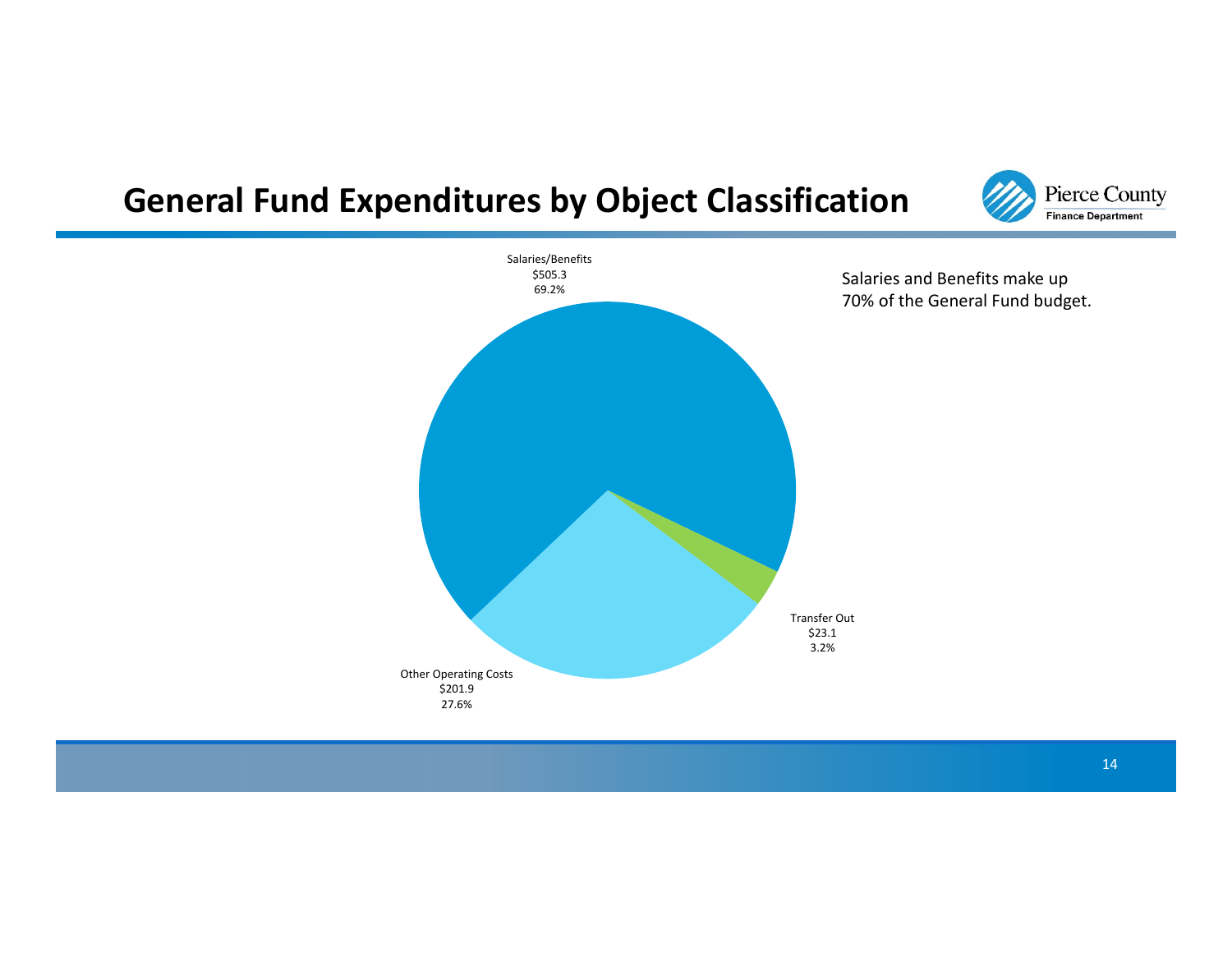# General Fund Expenditures by Object Classification

Pierce County
Finance Department

Salaries/Benefits
$505.3
69.2%

Transfer Out
$23.1
3.2%

Other Operating Costs
$201.9
27.6%

Salaries and Benefits make up 70% of the General Fund budget.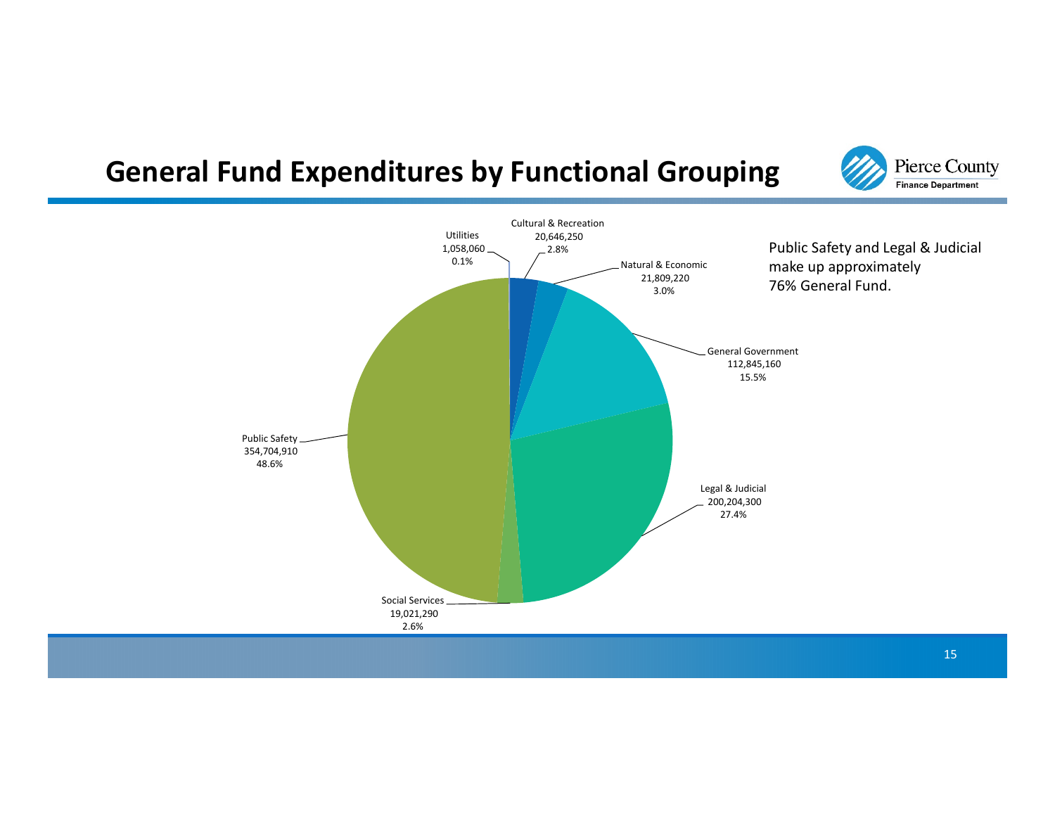# General Fund Expenditures by Functional Grouping

Pierce County
Finance Department

Public Safety and Legal & Judicial make up approximately 76% General Fund.

| Functional Grouping | Amount | Percent |
|---|---|---|
| Utilities | 1,058,060 | 0.1% |
| Cultural & Recreation | 20,646,250 | 2.8% |
| Natural & Economic | 21,809,220 | 3.0% |
| General Government | 112,845,160 | 15.5% |
| Legal & Judicial | 200,204,300 | 27.4% |
| Social Services | 19,021,290 | 2.6% |
| Public Safety | 354,704,910 | 48.6% |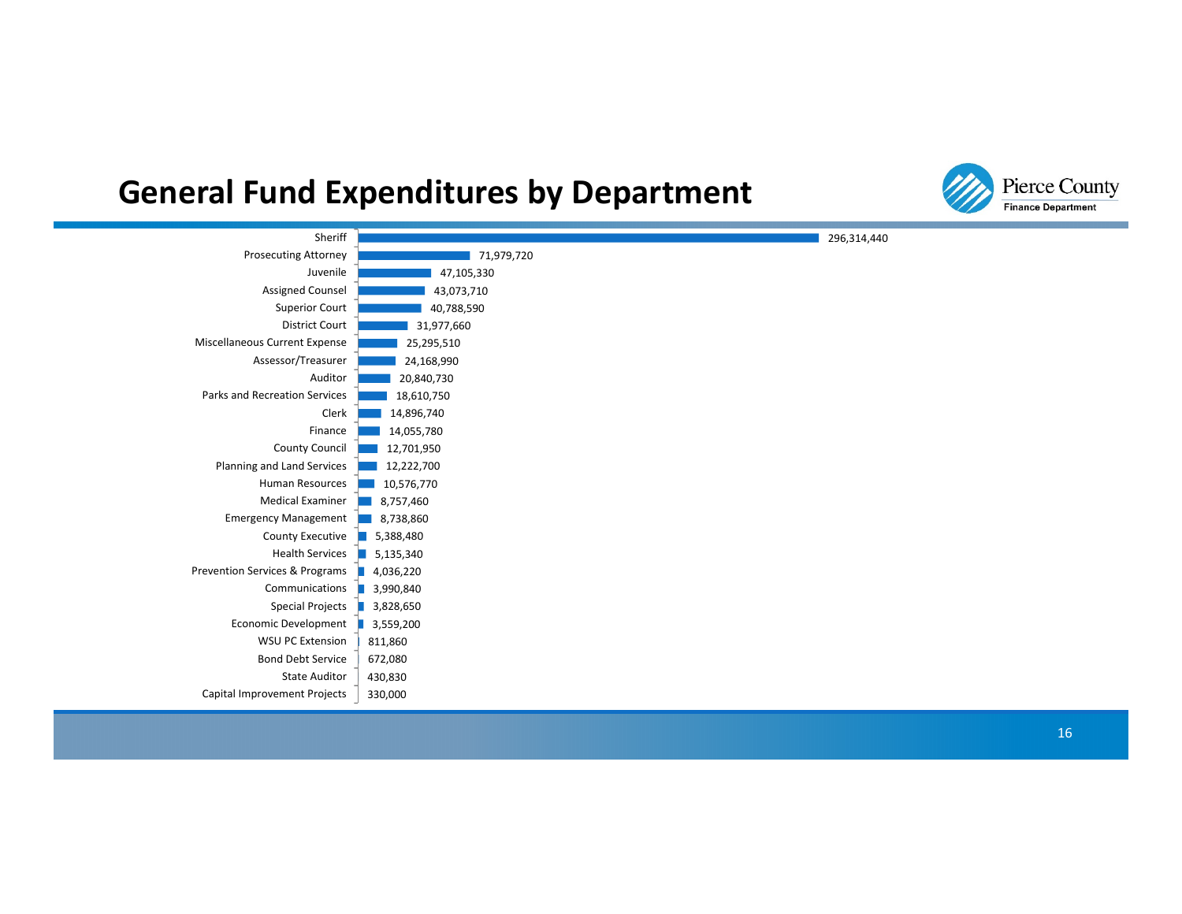# General Fund Expenditures by Department

| Department | Expenditures |
|---|---|
| Sheriff | 296,314,440 |
| Prosecuting Attorney | 71,979,720 |
| Juvenile | 47,105,330 |
| Assigned Counsel | 43,073,710 |
| Superior Court | 40,788,590 |
| District Court | 31,977,660 |
| Miscellaneous Current Expense | 25,295,510 |
| Assessor/Treasurer | 24,168,990 |
| Auditor | 20,840,730 |
| Parks and Recreation Services | 18,610,750 |
| Clerk | 14,896,740 |
| Finance | 14,055,780 |
| County Council | 12,701,950 |
| Planning and Land Services | 12,222,700 |
| Human Resources | 10,576,770 |
| Medical Examiner | 8,757,460 |
| Emergency Management | 8,738,860 |
| County Executive | 5,388,480 |
| Health Services | 5,135,340 |
| Prevention Services & Programs | 4,036,220 |
| Communications | 3,990,840 |
| Special Projects | 3,828,650 |
| Economic Development | 3,559,200 |
| WSU PC Extension | 811,860 |
| Bond Debt Service | 672,080 |
| State Auditor | 430,830 |
| Capital Improvement Projects | 330,000 |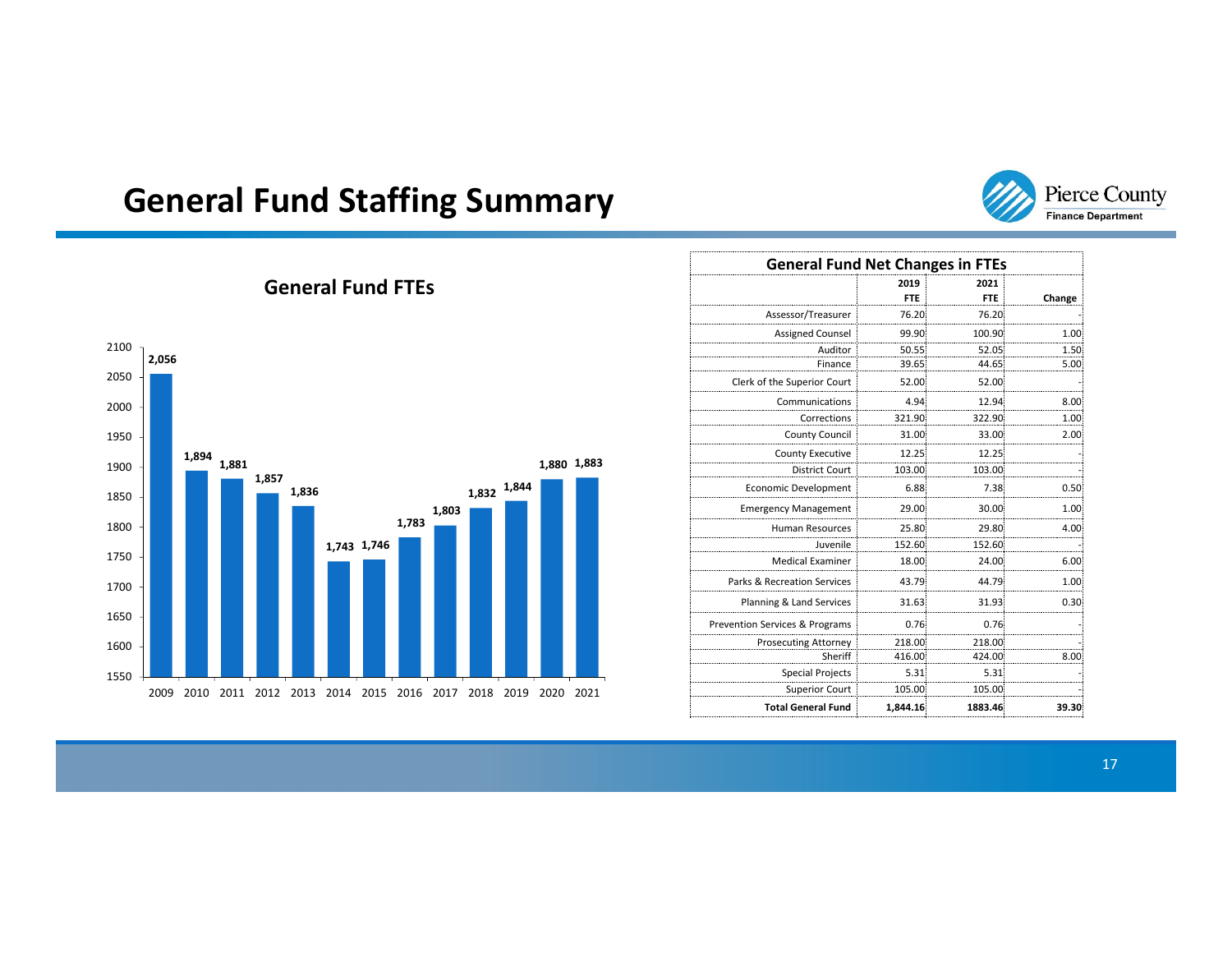# General Fund Staffing Summary

## General Fund FTEs

| Year | FTEs |
|---|---|
| 2009 | 2,056 |
| 2010 | 1,894 |
| 2011 | 1,881 |
| 2012 | 1,857 |
| 2013 | 1,836 |
| 2014 | 1,743 |
| 2015 | 1,746 |
| 2016 | 1,783 |
| 2017 | 1,803 |
| 2018 | 1,832 |
| 2019 | 1,844 |
| 2020 | 1,880 |
| 2021 | 1,883 |

## General Fund Net Changes in FTEs

| | 2019 FTE | 2021 FTE | Change |
|---|---|---|---|
| Assessor/Treasurer | 76.20 | 76.20 | - |
| Assigned Counsel | 99.90 | 100.90 | 1.00 |
| Auditor | 50.55 | 52.05 | 1.50 |
| Finance | 39.65 | 44.65 | 5.00 |
| Clerk of the Superior Court | 52.00 | 52.00 | - |
| Communications | 4.94 | 12.94 | 8.00 |
| Corrections | 321.90 | 322.90 | 1.00 |
| County Council | 31.00 | 33.00 | 2.00 |
| County Executive | 12.25 | 12.25 | - |
| District Court | 103.00 | 103.00 | - |
| Economic Development | 6.88 | 7.38 | 0.50 |
| Emergency Management | 29.00 | 30.00 | 1.00 |
| Human Resources | 25.80 | 29.80 | 4.00 |
| Juvenile | 152.60 | 152.60 | - |
| Medical Examiner | 18.00 | 24.00 | 6.00 |
| Parks & Recreation Services | 43.79 | 44.79 | 1.00 |
| Planning & Land Services | 31.63 | 31.93 | 0.30 |
| Prevention Services & Programs | 0.76 | 0.76 | - |
| Prosecuting Attorney | 218.00 | 218.00 | - |
| Sheriff | 416.00 | 424.00 | 8.00 |
| Special Projects | 5.31 | 5.31 | - |
| Superior Court | 105.00 | 105.00 | - |
| **Total General Fund** | **1,844.16** | **1883.46** | **39.30** |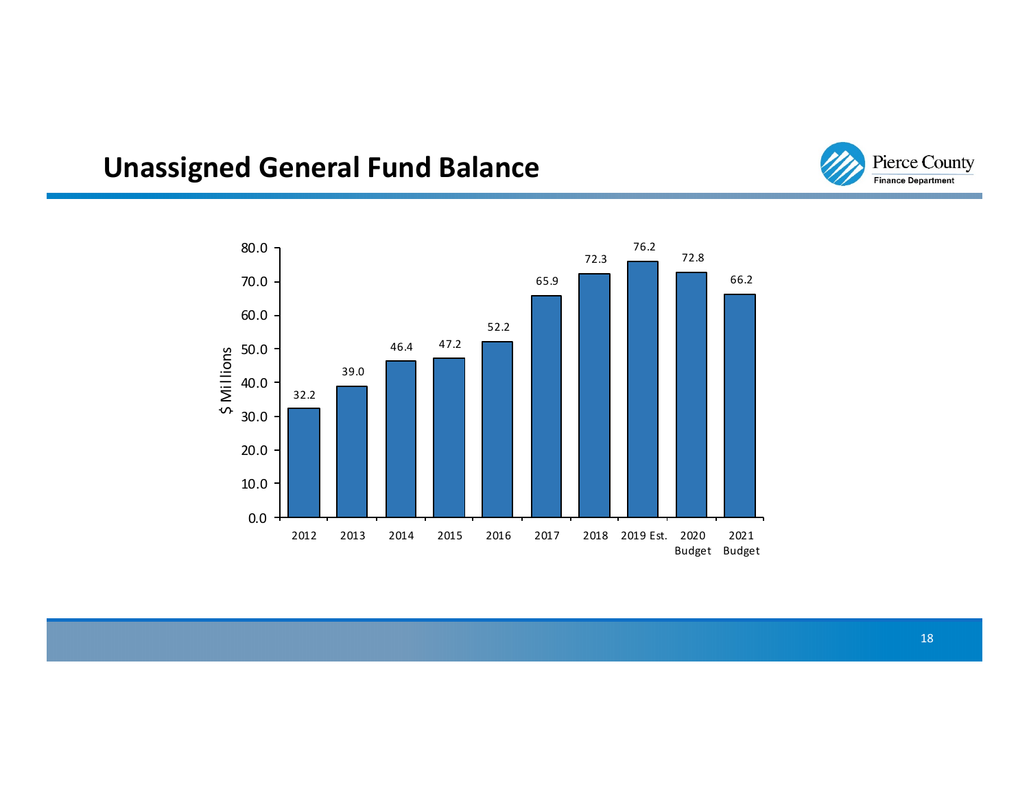## Unassigned General Fund Balance

| Year | $ Millions |
|---|---|
| 2012 | 32.2 |
| 2013 | 39.0 |
| 2014 | 46.4 |
| 2015 | 47.2 |
| 2016 | 52.2 |
| 2017 | 65.9 |
| 2018 | 72.3 |
| 2019 Est. | 76.2 |
| 2020 Budget | 72.8 |
| 2021 Budget | 66.2 |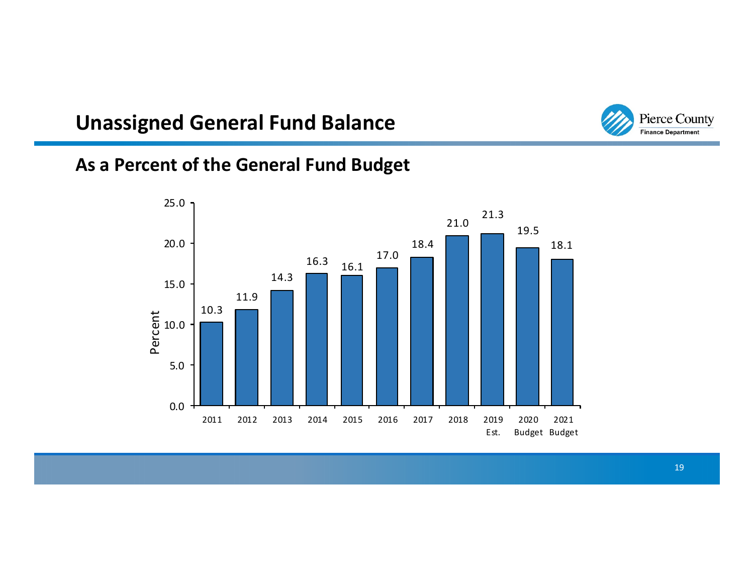# Unassigned General Fund Balance

## As a Percent of the General Fund Budget

| Year | Percent |
|---|---|
| 2011 | 10.3 |
| 2012 | 11.9 |
| 2013 | 14.3 |
| 2014 | 16.3 |
| 2015 | 16.1 |
| 2016 | 17.0 |
| 2017 | 18.4 |
| 2018 | 21.0 |
| 2019 Est. | 21.3 |
| 2020 Budget | 19.5 |
| 2021 Budget | 18.1 |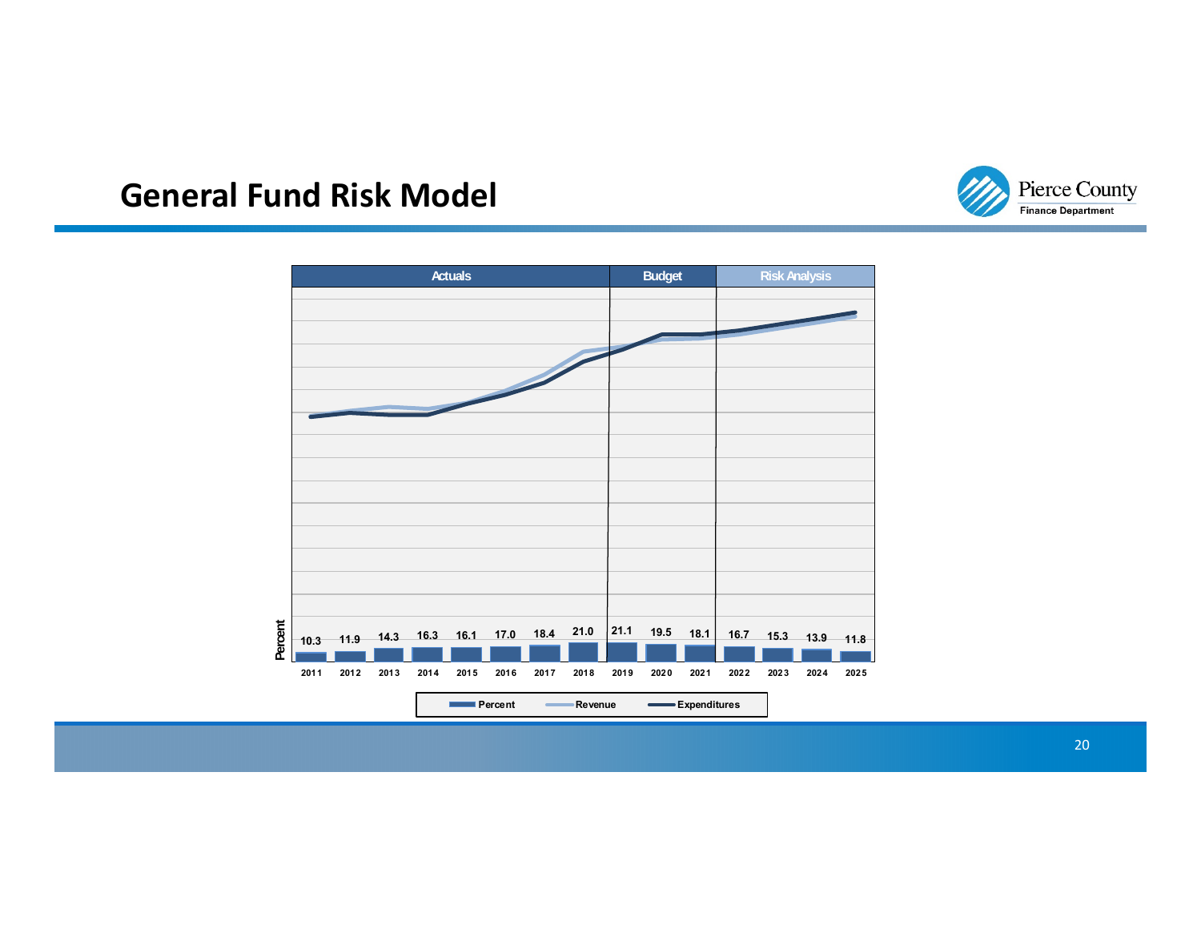# General Fund Risk Model

| | Actuals | | | | | | | | Budget | | | Risk Analysis | | | |
|---|---|---|---|---|---|---|---|---|---|---|---|---|---|---|---|
| Year | 2011 | 2012 | 2013 | 2014 | 2015 | 2016 | 2017 | 2018 | 2019 | 2020 | 2021 | 2022 | 2023 | 2024 | 2025 |
| Percent | 10.3 | 11.9 | 14.3 | 16.3 | 16.1 | 17.0 | 18.4 | 21.0 | 21.1 | 19.5 | 18.1 | 16.7 | 15.3 | 13.9 | 11.8 |

Legend: Percent, Revenue, Expenditures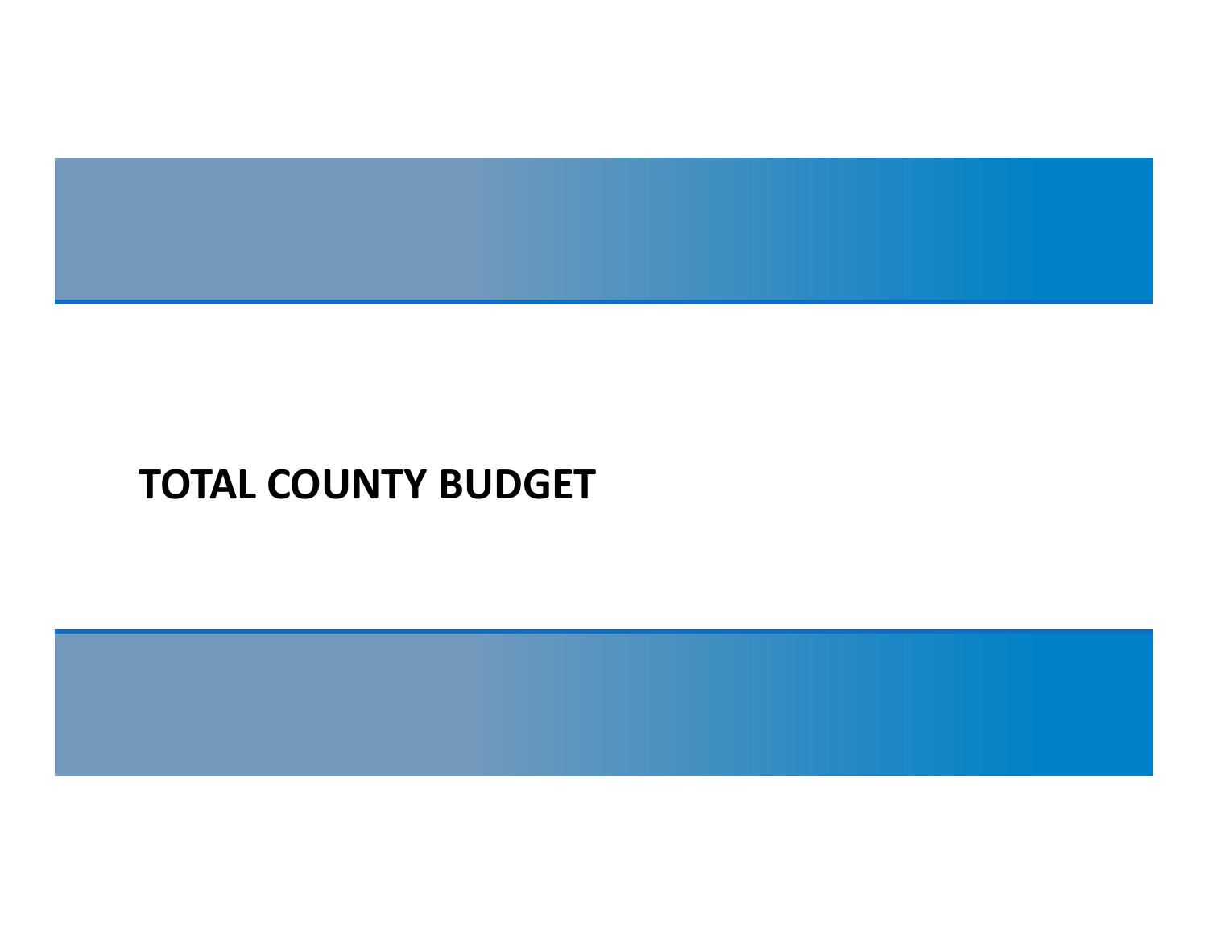# TOTAL COUNTY BUDGET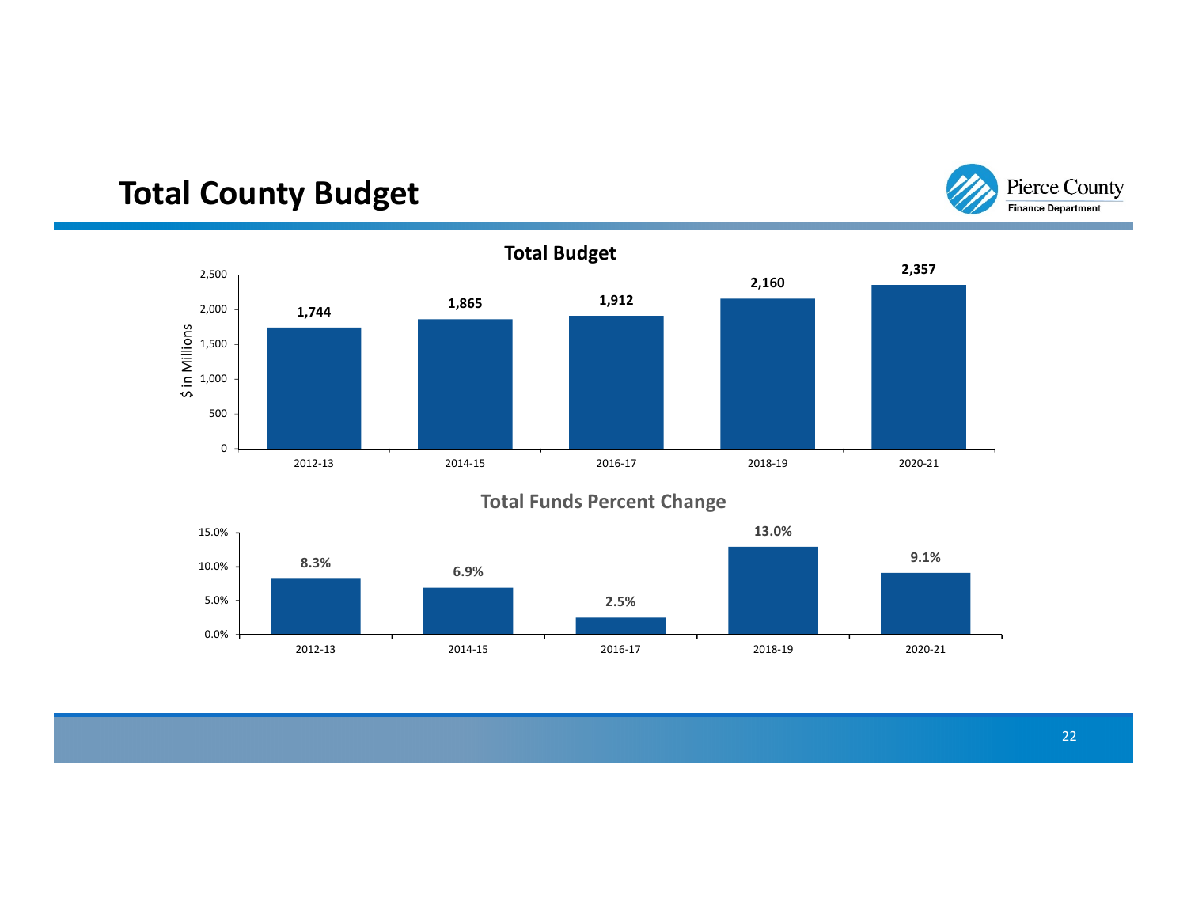# Total County Budget

### Total Budget

($ in Millions)

| | 2012-13 | 2014-15 | 2016-17 | 2018-19 | 2020-21 |
|---|---|---|---|---|---|
| Total Budget | 1,744 | 1,865 | 1,912 | 2,160 | 2,357 |

### Total Funds Percent Change

| | 2012-13 | 2014-15 | 2016-17 | 2018-19 | 2020-21 |
|---|---|---|---|---|---|
| Percent Change | 8.3% | 6.9% | 2.5% | 13.0% | 9.1% |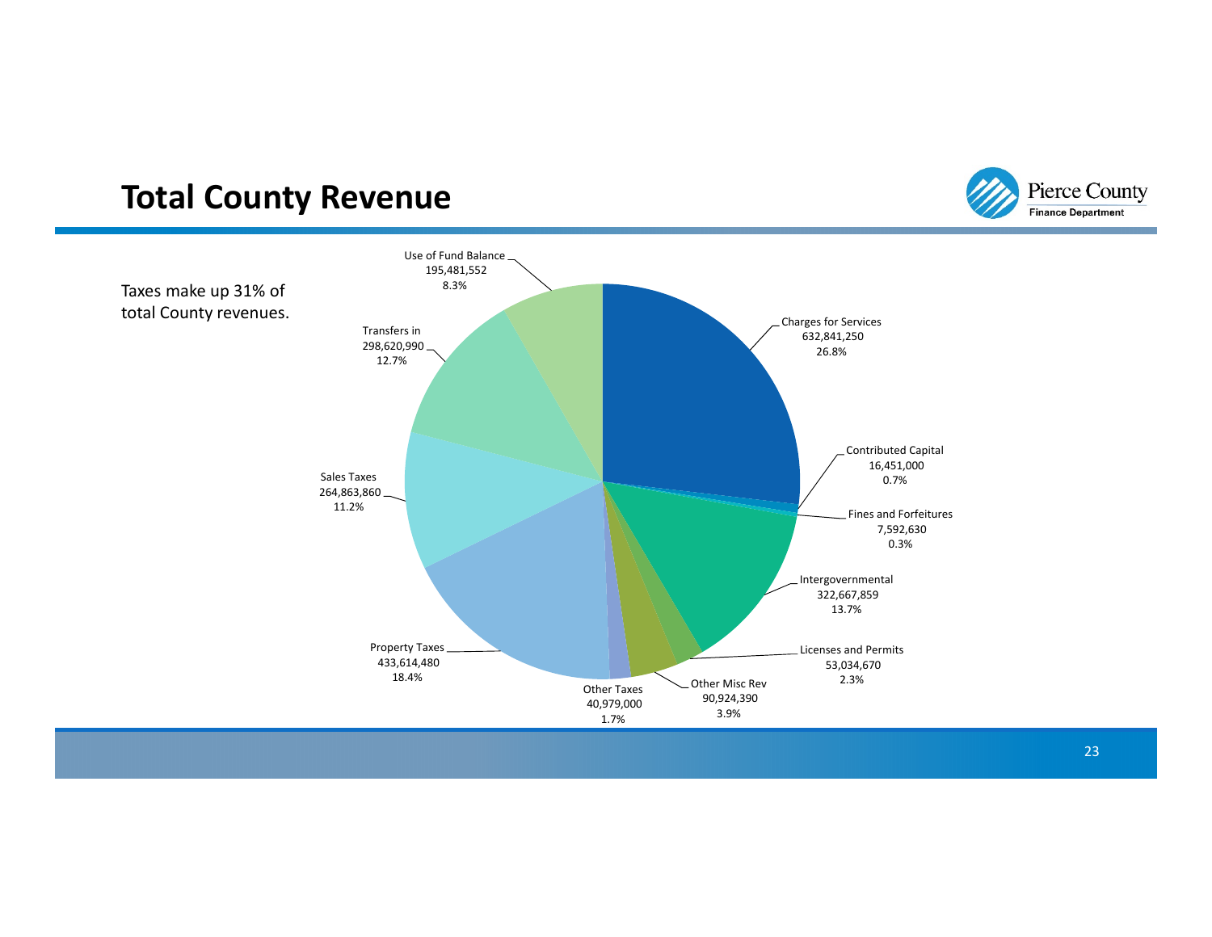# Total County Revenue

Taxes make up 31% of total County revenues.

| Category | Amount | Percent |
|---|---|---|
| Charges for Services | 632,841,250 | 26.8% |
| Contributed Capital | 16,451,000 | 0.7% |
| Fines and Forfeitures | 7,592,630 | 0.3% |
| Intergovernmental | 322,667,859 | 13.7% |
| Licenses and Permits | 53,034,670 | 2.3% |
| Other Misc Rev | 90,924,390 | 3.9% |
| Other Taxes | 40,979,000 | 1.7% |
| Property Taxes | 433,614,480 | 18.4% |
| Sales Taxes | 264,863,860 | 11.2% |
| Transfers in | 298,620,990 | 12.7% |
| Use of Fund Balance | 195,481,552 | 8.3% |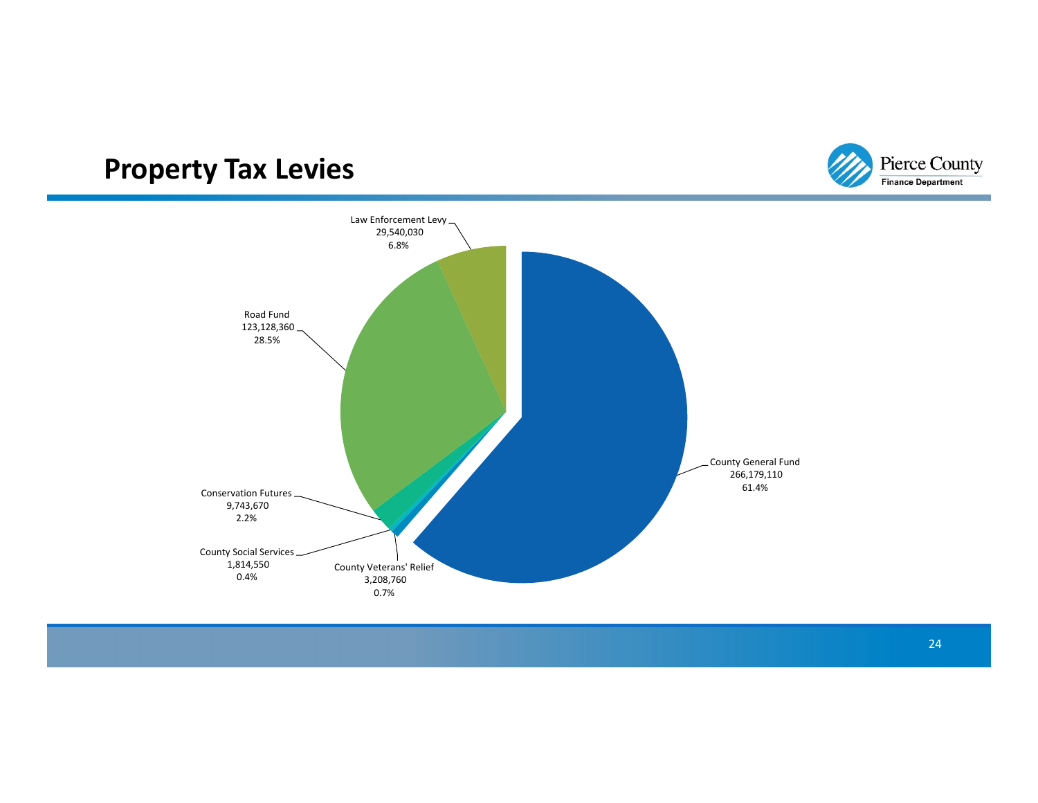# Property Tax Levies

Law Enforcement Levy
29,540,030
6.8%

Road Fund
123,128,360
28.5%

Conservation Futures
9,743,670
2.2%

County Social Services
1,814,550
0.4%

County Veterans' Relief
3,208,760
0.7%

County General Fund
266,179,110
61.4%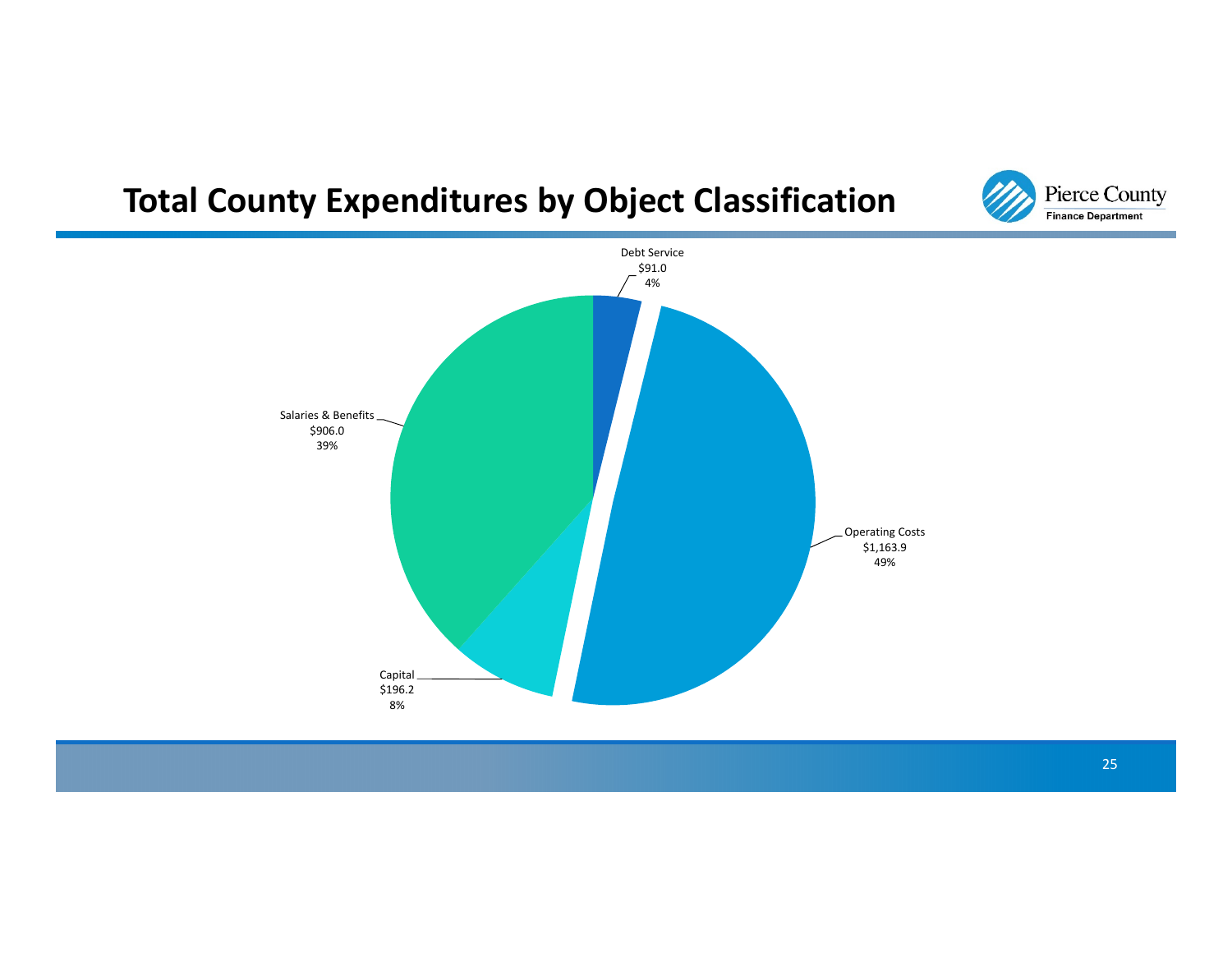# Total County Expenditures by Object Classification

Debt Service
$91.0
4%

Salaries & Benefits
$906.0
39%

Operating Costs
$1,163.9
49%

Capital
$196.2
8%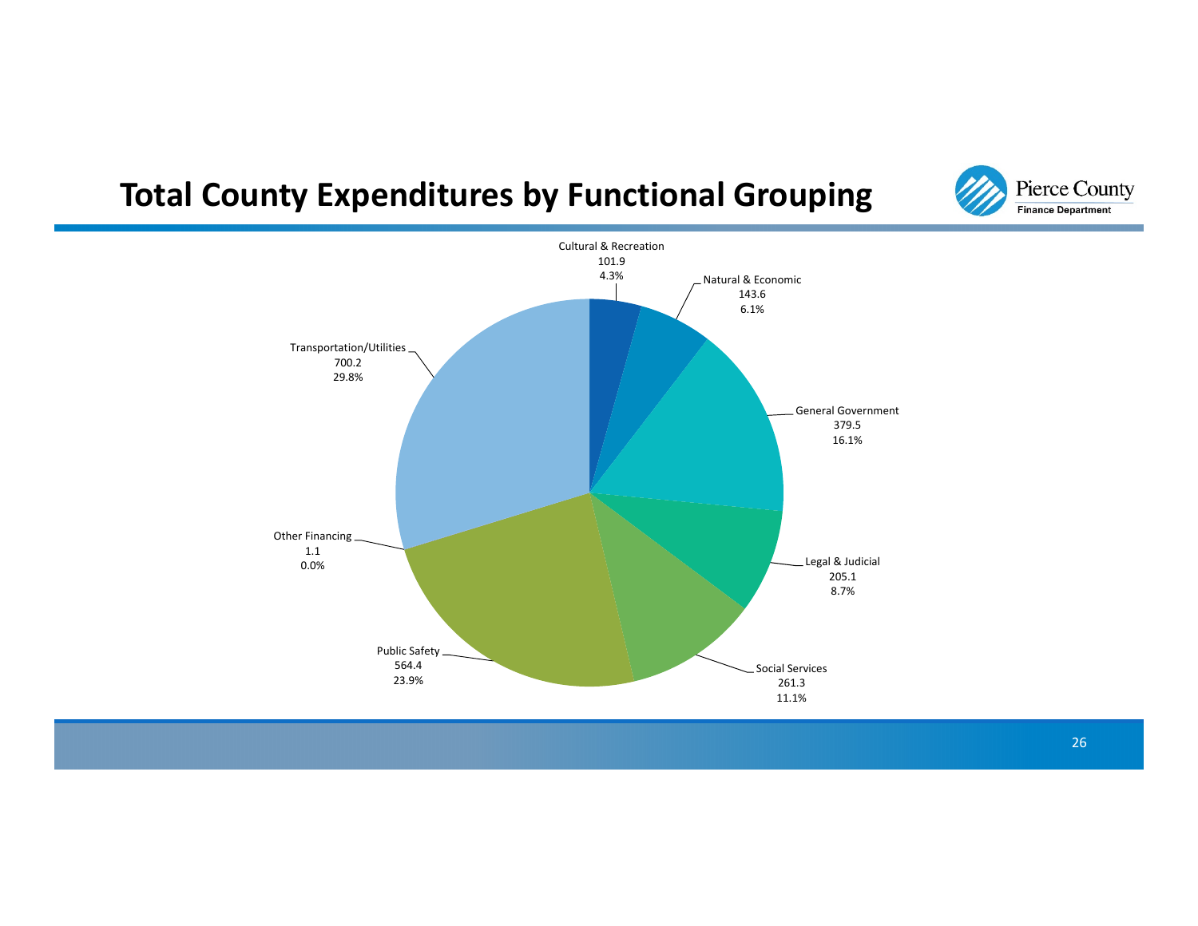# Total County Expenditures by Functional Grouping

Pierce County
Finance Department

| Functional Grouping | Amount | Percent |
|---|---|---|
| Cultural & Recreation | 101.9 | 4.3% |
| Natural & Economic | 143.6 | 6.1% |
| General Government | 379.5 | 16.1% |
| Legal & Judicial | 205.1 | 8.7% |
| Social Services | 261.3 | 11.1% |
| Public Safety | 564.4 | 23.9% |
| Other Financing | 1.1 | 0.0% |
| Transportation/Utilities | 700.2 | 29.8% |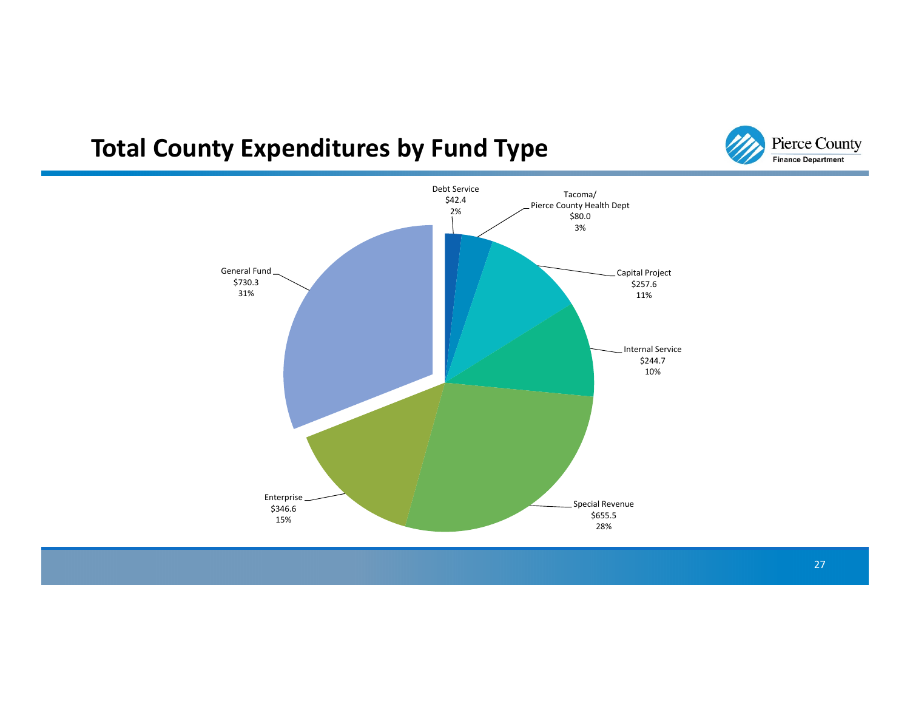# Total County Expenditures by Fund Type

Pierce County
Finance Department

| Fund Type | Amount | Percent |
|---|---|---|
| Debt Service | $42.4 | 2% |
| Tacoma/ Pierce County Health Dept | $80.0 | 3% |
| Capital Project | $257.6 | 11% |
| Internal Service | $244.7 | 10% |
| Special Revenue | $655.5 | 28% |
| Enterprise | $346.6 | 15% |
| General Fund | $730.3 | 31% |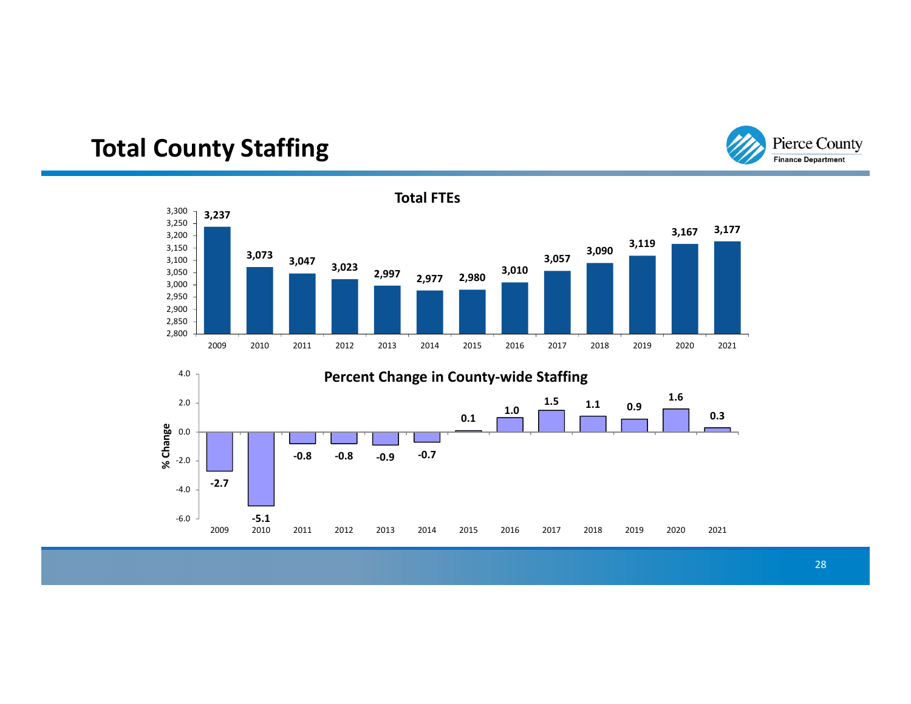# Total County Staffing

Pierce County
Finance Department

**Total FTEs**

3,300
3,250
3,200
3,150
3,100
3,050
3,000
2,950
2,900
2,850
2,800

3,237
3,073
3,047
3,023
2,997
2,977
2,980
3,010
3,057
3,090
3,119
3,167
3,177

2009 2010 2011 2012 2013 2014 2015 2016 2017 2018 2019 2020 2021

**Percent Change in County-wide Staffing**

% Change

4.0
2.0
0.0
-2.0
-4.0
-6.0

-2.7
-5.1
-0.8
-0.8
-0.9
-0.7
0.1
1.0
1.5
1.1
0.9
1.6
0.3

2009 2010 2011 2012 2013 2014 2015 2016 2017 2018 2019 2020 2021